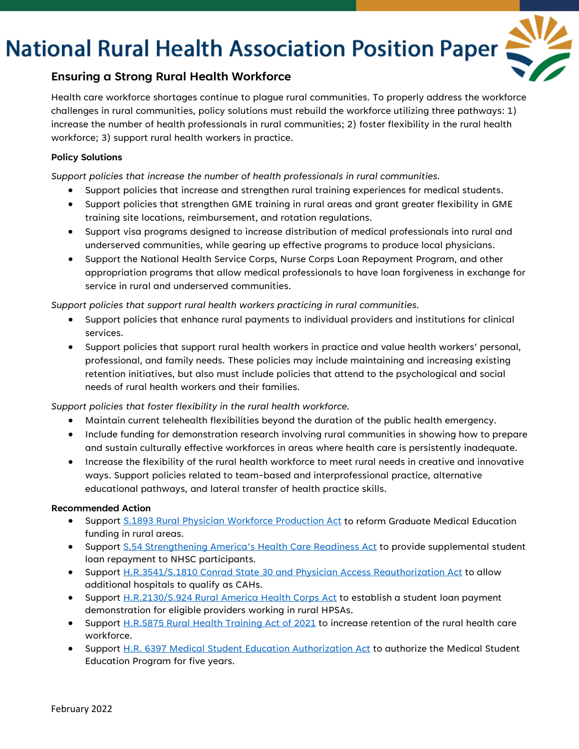# National Rural Health Association Position Paper

## Ensuring a Strong Rural Health Workforce

Health care workforce shortages continue to plague rural communities. To properly address the workforce challenges in rural communities, policy solutions must rebuild the workforce utilizing three pathways: 1) increase the number of health professionals in rural communities; 2) foster flexibility in the rural health workforce; 3) support rural health workers in practice.

**Policy Solutions**

*Support policies that increase the number of health professionals in rural communities.*

- Support policies that increase and strengthen rural training experiences for medical students.
- Support policies that strengthen GME training in rural areas and grant greater flexibility in GME training site locations, reimbursement, and rotation regulations.
- Support visa programs designed to increase distribution of medical professionals into rural and underserved communities, while gearing up effective programs to produce local physicians.
- Support the National Health Service Corps, Nurse Corps Loan Repayment Program, and other appropriation programs that allow medical professionals to have loan forgiveness in exchange for service in rural and underserved communities.

*Support policies that support rural health workers practicing in rural communities.*

- Support policies that enhance rural payments to individual providers and institutions for clinical services.
- Support policies that support rural health workers in practice and value health workers' personal, professional, and family needs. These policies may include maintaining and increasing existing retention initiatives, but also must include policies that attend to the psychological and social needs of rural health workers and their families.

*Support policies that foster flexibility in the rural health workforce.*

- Maintain current telehealth flexibilities beyond the duration of the public health emergency.
- Include funding for demonstration research involving rural communities in showing how to prepare and sustain culturally effective workforces in areas where health care is persistently inadequate.
- Increase the flexibility of the rural health workforce to meet rural needs in creative and innovative ways. Support policies related to team-based and interprofessional practice, alternative educational pathways, and lateral transfer of health practice skills.

**Recommended Action**

- Support S.1893 Rural Physician Workforce Production Act to reform Graduate Medical Education funding in rural areas.
- Support S.54 Strengthening America's Health Care Readiness Act to provide supplemental student loan repayment to NHSC participants.
- Support H.R.3541/S.1810 Conrad State 30 and Physician Access Reauthorization Act to allow additional hospitals to qualify as CAHs.
- Support H.R.2130/S.924 Rural America Health Corps Act to establish a student loan payment demonstration for eligible providers working in rural HPSAs.
- Support H.R.5875 Rural Health Training Act of 2021 to increase retention of the rural health care workforce.
- Support H.R. 6397 Medical Student Education Authorization Act to authorize the Medical Student Education Program for five years.

February 2022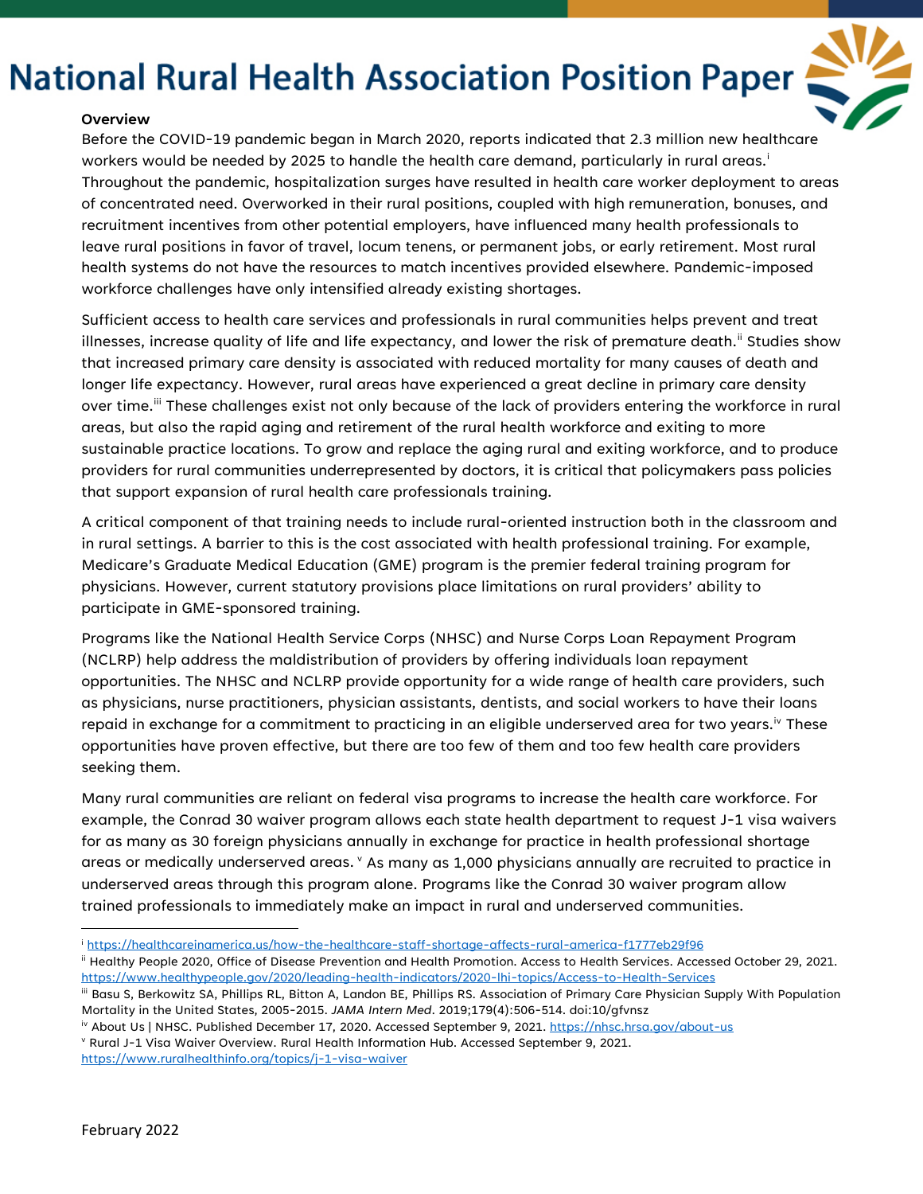# National Rural Health Association Position Paper

**Overview**

Before the COVID-19 pandemic began in March 2020, reports indicated that 2.3 million new healthcare workers would be needed by 2025 to handle the health care demand, particularly in rural areas.[i] Throughout the pandemic, hospitalization surges have resulted in health care worker deployment to areas of concentrated need. Overworked in their rural positions, coupled with high remuneration, bonuses, and recruitment incentives from other potential employers, have influenced many health professionals to leave rural positions in favor of travel, locum tenens, or permanent jobs, or early retirement. Most rural health systems do not have the resources to match incentives provided elsewhere. Pandemic-imposed workforce challenges have only intensified already existing shortages.

Sufficient access to health care services and professionals in rural communities helps prevent and treat illnesses, increase quality of life and life expectancy, and lower the risk of premature death.[ii] Studies show that increased primary care density is associated with reduced mortality for many causes of death and longer life expectancy. However, rural areas have experienced a great decline in primary care density over time.[iii] These challenges exist not only because of the lack of providers entering the workforce in rural areas, but also the rapid aging and retirement of the rural health workforce and exiting to more sustainable practice locations. To grow and replace the aging rural and exiting workforce, and to produce providers for rural communities underrepresented by doctors, it is critical that policymakers pass policies that support expansion of rural health care professionals training.

A critical component of that training needs to include rural-oriented instruction both in the classroom and in rural settings. A barrier to this is the cost associated with health professional training. For example, Medicare's Graduate Medical Education (GME) program is the premier federal training program for physicians. However, current statutory provisions place limitations on rural providers' ability to participate in GME-sponsored training.

Programs like the National Health Service Corps (NHSC) and Nurse Corps Loan Repayment Program (NCLRP) help address the maldistribution of providers by offering individuals loan repayment opportunities. The NHSC and NCLRP provide opportunity for a wide range of health care providers, such as physicians, nurse practitioners, physician assistants, dentists, and social workers to have their loans repaid in exchange for a commitment to practicing in an eligible underserved area for two years.[iv] These opportunities have proven effective, but there are too few of them and too few health care providers seeking them.

Many rural communities are reliant on federal visa programs to increase the health care workforce. For example, the Conrad 30 waiver program allows each state health department to request J-1 visa waivers for as many as 30 foreign physicians annually in exchange for practice in health professional shortage areas or medically underserved areas.[v] As many as 1,000 physicians annually are recruited to practice in underserved areas through this program alone. Programs like the Conrad 30 waiver program allow trained professionals to immediately make an impact in rural and underserved communities.

---

[i] https://healthcareinamerica.us/how-the-healthcare-staff-shortage-affects-rural-america-f1777eb29f96

[ii] Healthy People 2020, Office of Disease Prevention and Health Promotion. Access to Health Services. Accessed October 29, 2021. https://www.healthypeople.gov/2020/leading-health-indicators/2020-lhi-topics/Access-to-Health-Services

[iii] Basu S, Berkowitz SA, Phillips RL, Bitton A, Landon BE, Phillips RS. Association of Primary Care Physician Supply With Population Mortality in the United States, 2005-2015. *JAMA Intern Med*. 2019;179(4):506-514. doi:10/gfvnsz

[iv] About Us | NHSC. Published December 17, 2020. Accessed September 9, 2021. https://nhsc.hrsa.gov/about-us

[v] Rural J-1 Visa Waiver Overview. Rural Health Information Hub. Accessed September 9, 2021. https://www.ruralhealthinfo.org/topics/j-1-visa-waiver

February 2022